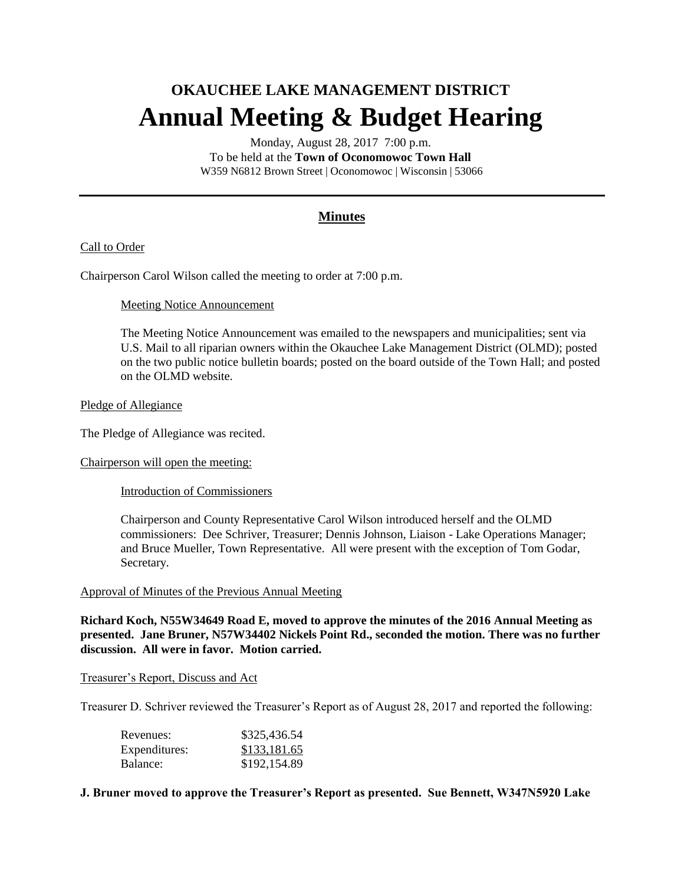# OKAUCHEE LAKE MANAGEMENT DISTRICT

# Annual Meeting & Budget Hearing

Monday, August 28, 2017 7:00 p.m.
To be held at the **Town of Oconomowoc Town Hall**
W359 N6812 Brown Street | Oconomowoc | Wisconsin | 53066

---

## Minutes

Call to Order

Chairperson Carol Wilson called the meeting to order at 7:00 p.m.

Meeting Notice Announcement

The Meeting Notice Announcement was emailed to the newspapers and municipalities; sent via U.S. Mail to all riparian owners within the Okauchee Lake Management District (OLMD); posted on the two public notice bulletin boards; posted on the board outside of the Town Hall; and posted on the OLMD website.

Pledge of Allegiance

The Pledge of Allegiance was recited.

Chairperson will open the meeting:

Introduction of Commissioners

Chairperson and County Representative Carol Wilson introduced herself and the OLMD commissioners: Dee Schriver, Treasurer; Dennis Johnson, Liaison - Lake Operations Manager; and Bruce Mueller, Town Representative. All were present with the exception of Tom Godar, Secretary.

Approval of Minutes of the Previous Annual Meeting

**Richard Koch, N55W34649 Road E, moved to approve the minutes of the 2016 Annual Meeting as presented. Jane Bruner, N57W34402 Nickels Point Rd., seconded the motion. There was no further discussion. All were in favor. Motion carried.**

Treasurer's Report, Discuss and Act

Treasurer D. Schriver reviewed the Treasurer's Report as of August 28, 2017 and reported the following:

| | |
|---|---|
| Revenues: | $325,436.54 |
| Expenditures: | $133,181.65 |
| Balance: | $192,154.89 |

**J. Bruner moved to approve the Treasurer's Report as presented. Sue Bennett, W347N5920 Lake**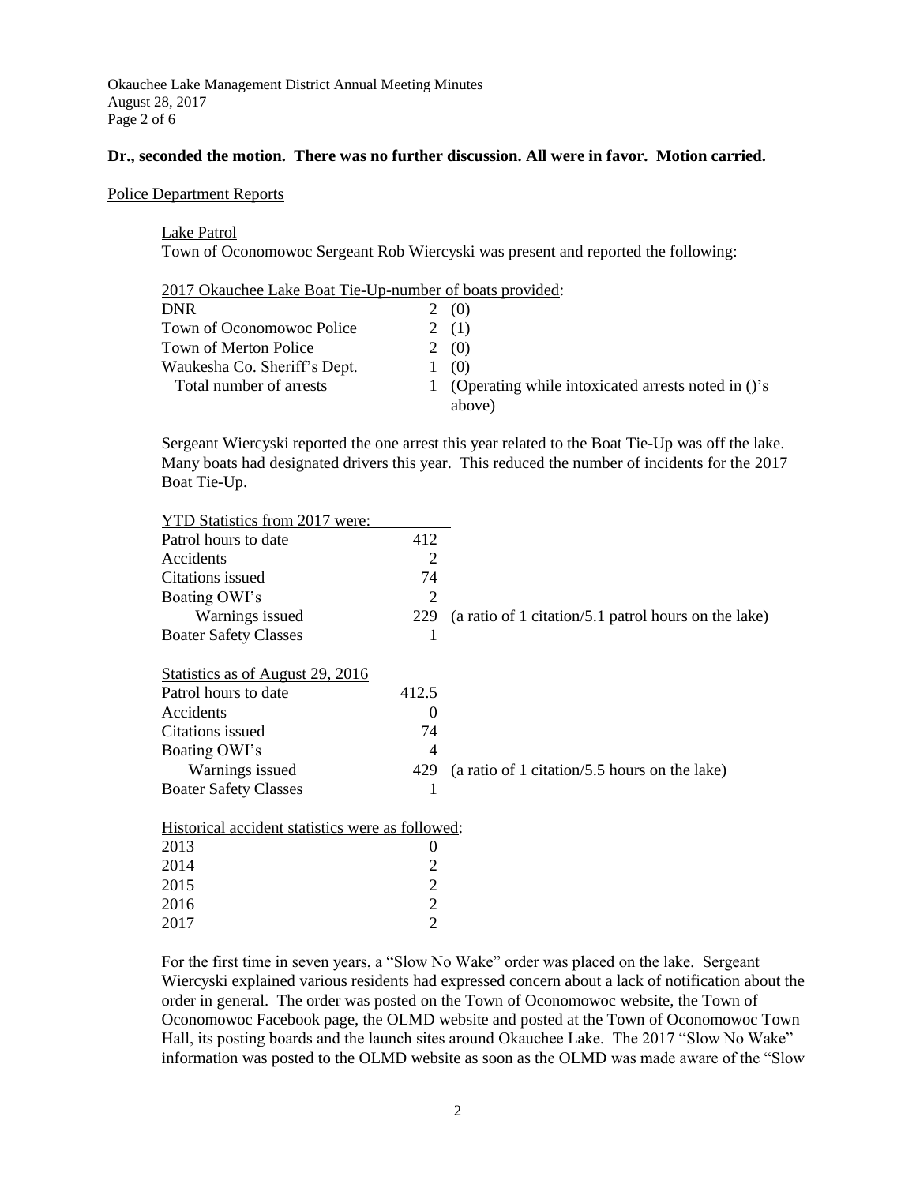**Dr., seconded the motion. There was no further discussion. All were in favor. Motion carried.**

Police Department Reports

Lake Patrol

Town of Oconomowoc Sergeant Rob Wiercyski was present and reported the following:

2017 Okauchee Lake Boat Tie-Up-number of boats provided:

| | | |
|---|---|---|
| DNR | 2 | (0) |
| Town of Oconomowoc Police | 2 | (1) |
| Town of Merton Police | 2 | (0) |
| Waukesha Co. Sheriff's Dept. | 1 | (0) |
| Total number of arrests | 1 | (Operating while intoxicated arrests noted in ()'s above) |

Sergeant Wiercyski reported the one arrest this year related to the Boat Tie-Up was off the lake. Many boats had designated drivers this year. This reduced the number of incidents for the 2017 Boat Tie-Up.

YTD Statistics from 2017 were:

| | | |
|---|---|---|
| Patrol hours to date | 412 | |
| Accidents | 2 | |
| Citations issued | 74 | |
| Boating OWI's | 2 | |
| Warnings issued | 229 | (a ratio of 1 citation/5.1 patrol hours on the lake) |
| Boater Safety Classes | 1 | |

Statistics as of August 29, 2016

| | | |
|---|---|---|
| Patrol hours to date | 412.5 | |
| Accidents | 0 | |
| Citations issued | 74 | |
| Boating OWI's | 4 | |
| Warnings issued | 429 | (a ratio of 1 citation/5.5 hours on the lake) |
| Boater Safety Classes | 1 | |

Historical accident statistics were as followed:

| | |
|---|---|
| 2013 | 0 |
| 2014 | 2 |
| 2015 | 2 |
| 2016 | 2 |
| 2017 | 2 |

For the first time in seven years, a "Slow No Wake" order was placed on the lake. Sergeant Wiercyski explained various residents had expressed concern about a lack of notification about the order in general. The order was posted on the Town of Oconomowoc website, the Town of Oconomowoc Facebook page, the OLMD website and posted at the Town of Oconomowoc Town Hall, its posting boards and the launch sites around Okauchee Lake. The 2017 "Slow No Wake" information was posted to the OLMD website as soon as the OLMD was made aware of the "Slow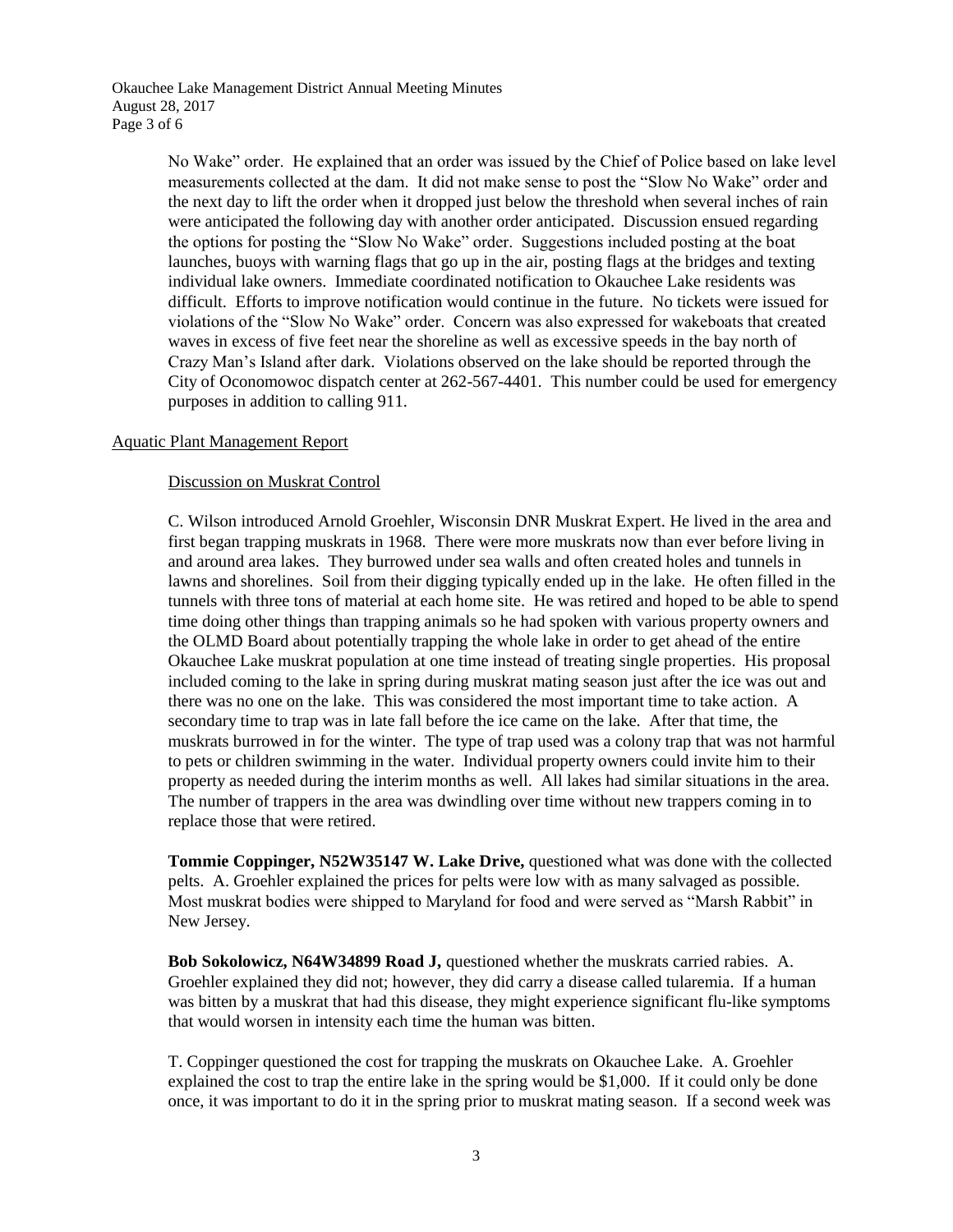No Wake" order. He explained that an order was issued by the Chief of Police based on lake level measurements collected at the dam. It did not make sense to post the "Slow No Wake" order and the next day to lift the order when it dropped just below the threshold when several inches of rain were anticipated the following day with another order anticipated. Discussion ensued regarding the options for posting the "Slow No Wake" order. Suggestions included posting at the boat launches, buoys with warning flags that go up in the air, posting flags at the bridges and texting individual lake owners. Immediate coordinated notification to Okauchee Lake residents was difficult. Efforts to improve notification would continue in the future. No tickets were issued for violations of the "Slow No Wake" order. Concern was also expressed for wakeboats that created waves in excess of five feet near the shoreline as well as excessive speeds in the bay north of Crazy Man's Island after dark. Violations observed on the lake should be reported through the City of Oconomowoc dispatch center at 262-567-4401. This number could be used for emergency purposes in addition to calling 911.

## Aquatic Plant Management Report

### Discussion on Muskrat Control

C. Wilson introduced Arnold Groehler, Wisconsin DNR Muskrat Expert. He lived in the area and first began trapping muskrats in 1968. There were more muskrats now than ever before living in and around area lakes. They burrowed under sea walls and often created holes and tunnels in lawns and shorelines. Soil from their digging typically ended up in the lake. He often filled in the tunnels with three tons of material at each home site. He was retired and hoped to be able to spend time doing other things than trapping animals so he had spoken with various property owners and the OLMD Board about potentially trapping the whole lake in order to get ahead of the entire Okauchee Lake muskrat population at one time instead of treating single properties. His proposal included coming to the lake in spring during muskrat mating season just after the ice was out and there was no one on the lake. This was considered the most important time to take action. A secondary time to trap was in late fall before the ice came on the lake. After that time, the muskrats burrowed in for the winter. The type of trap used was a colony trap that was not harmful to pets or children swimming in the water. Individual property owners could invite him to their property as needed during the interim months as well. All lakes had similar situations in the area. The number of trappers in the area was dwindling over time without new trappers coming in to replace those that were retired.

**Tommie Coppinger, N52W35147 W. Lake Drive,** questioned what was done with the collected pelts. A. Groehler explained the prices for pelts were low with as many salvaged as possible. Most muskrat bodies were shipped to Maryland for food and were served as "Marsh Rabbit" in New Jersey.

**Bob Sokolowicz, N64W34899 Road J,** questioned whether the muskrats carried rabies. A. Groehler explained they did not; however, they did carry a disease called tularemia. If a human was bitten by a muskrat that had this disease, they might experience significant flu-like symptoms that would worsen in intensity each time the human was bitten.

T. Coppinger questioned the cost for trapping the muskrats on Okauchee Lake. A. Groehler explained the cost to trap the entire lake in the spring would be $1,000. If it could only be done once, it was important to do it in the spring prior to muskrat mating season. If a second week was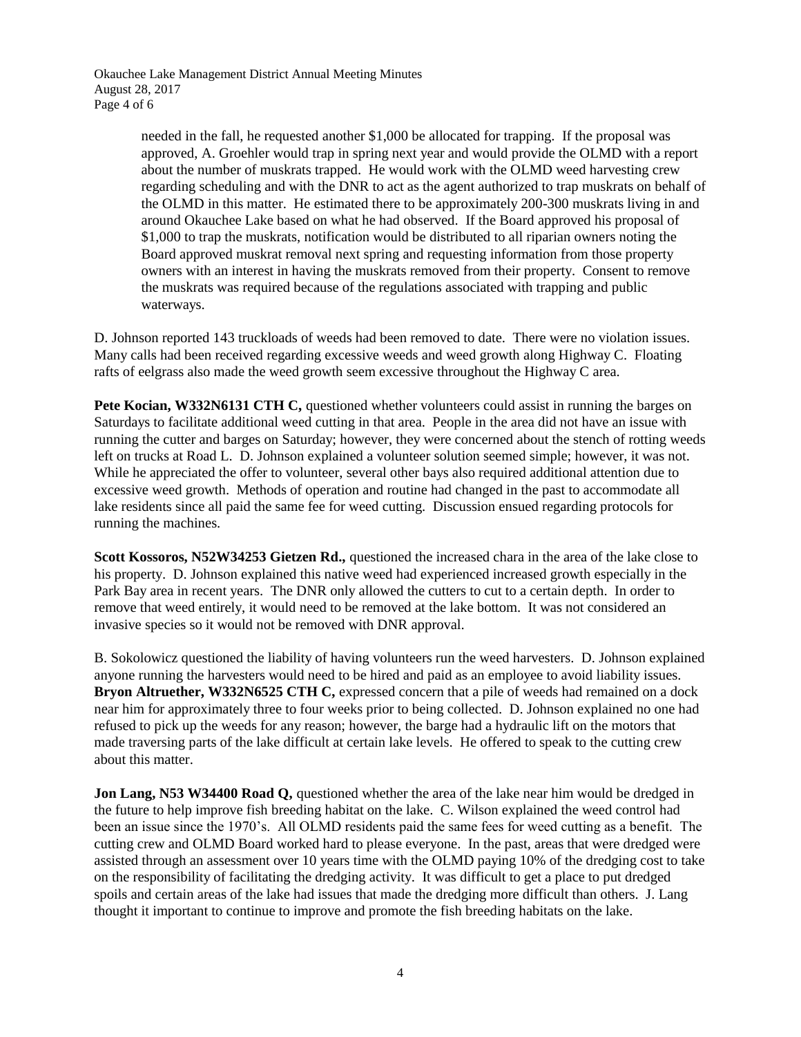needed in the fall, he requested another $1,000 be allocated for trapping. If the proposal was approved, A. Groehler would trap in spring next year and would provide the OLMD with a report about the number of muskrats trapped. He would work with the OLMD weed harvesting crew regarding scheduling and with the DNR to act as the agent authorized to trap muskrats on behalf of the OLMD in this matter. He estimated there to be approximately 200-300 muskrats living in and around Okauchee Lake based on what he had observed. If the Board approved his proposal of $1,000 to trap the muskrats, notification would be distributed to all riparian owners noting the Board approved muskrat removal next spring and requesting information from those property owners with an interest in having the muskrats removed from their property. Consent to remove the muskrats was required because of the regulations associated with trapping and public waterways.

D. Johnson reported 143 truckloads of weeds had been removed to date. There were no violation issues. Many calls had been received regarding excessive weeds and weed growth along Highway C. Floating rafts of eelgrass also made the weed growth seem excessive throughout the Highway C area.

**Pete Kocian, W332N6131 CTH C,** questioned whether volunteers could assist in running the barges on Saturdays to facilitate additional weed cutting in that area. People in the area did not have an issue with running the cutter and barges on Saturday; however, they were concerned about the stench of rotting weeds left on trucks at Road L. D. Johnson explained a volunteer solution seemed simple; however, it was not. While he appreciated the offer to volunteer, several other bays also required additional attention due to excessive weed growth. Methods of operation and routine had changed in the past to accommodate all lake residents since all paid the same fee for weed cutting. Discussion ensued regarding protocols for running the machines.

**Scott Kossoros, N52W34253 Gietzen Rd.,** questioned the increased chara in the area of the lake close to his property. D. Johnson explained this native weed had experienced increased growth especially in the Park Bay area in recent years. The DNR only allowed the cutters to cut to a certain depth. In order to remove that weed entirely, it would need to be removed at the lake bottom. It was not considered an invasive species so it would not be removed with DNR approval.

B. Sokolowicz questioned the liability of having volunteers run the weed harvesters. D. Johnson explained anyone running the harvesters would need to be hired and paid as an employee to avoid liability issues. **Bryon Altruether, W332N6525 CTH C,** expressed concern that a pile of weeds had remained on a dock near him for approximately three to four weeks prior to being collected. D. Johnson explained no one had refused to pick up the weeds for any reason; however, the barge had a hydraulic lift on the motors that made traversing parts of the lake difficult at certain lake levels. He offered to speak to the cutting crew about this matter.

**Jon Lang, N53 W34400 Road Q,** questioned whether the area of the lake near him would be dredged in the future to help improve fish breeding habitat on the lake. C. Wilson explained the weed control had been an issue since the 1970's. All OLMD residents paid the same fees for weed cutting as a benefit. The cutting crew and OLMD Board worked hard to please everyone. In the past, areas that were dredged were assisted through an assessment over 10 years time with the OLMD paying 10% of the dredging cost to take on the responsibility of facilitating the dredging activity. It was difficult to get a place to put dredged spoils and certain areas of the lake had issues that made the dredging more difficult than others. J. Lang thought it important to continue to improve and promote the fish breeding habitats on the lake.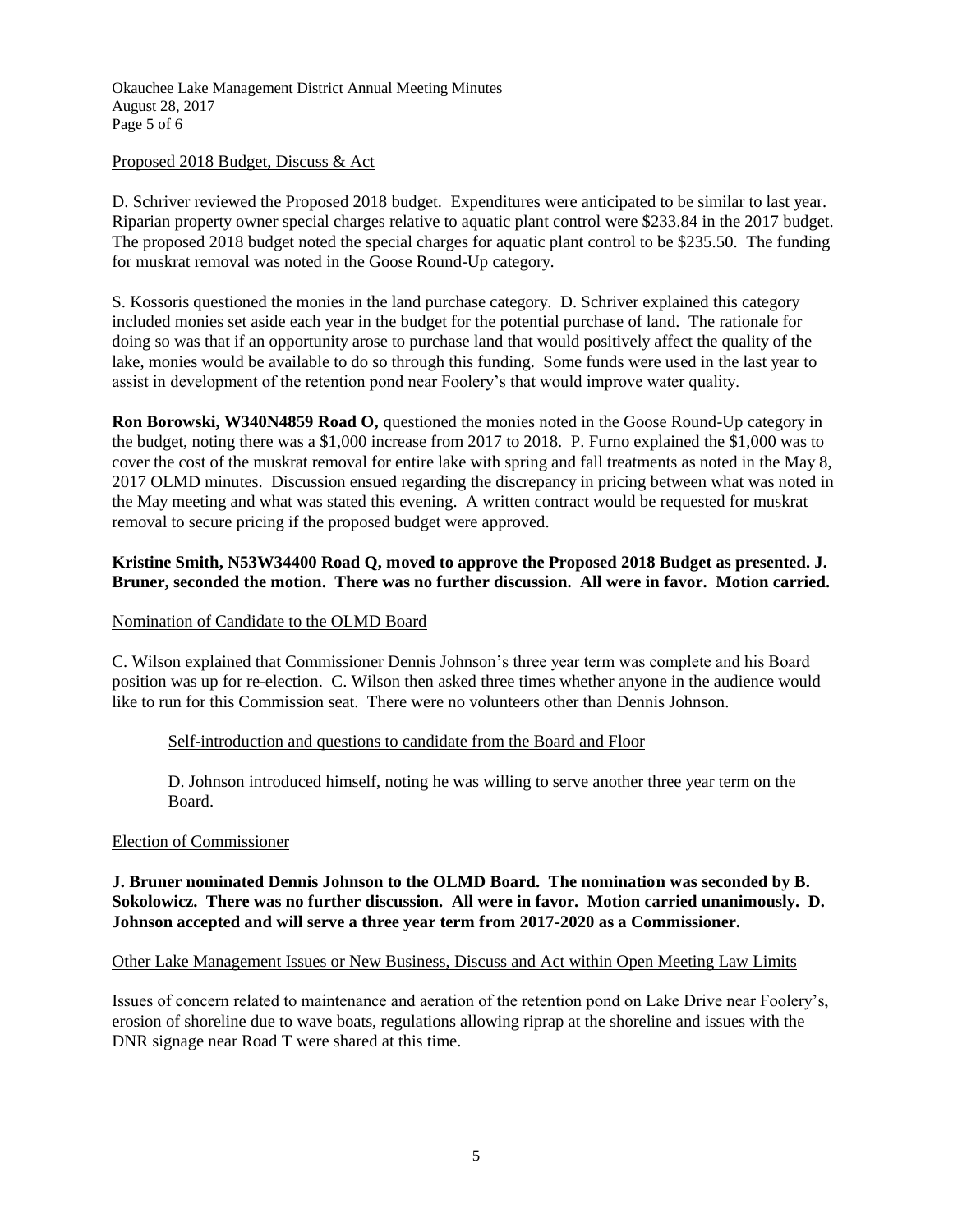Proposed 2018 Budget, Discuss & Act

D. Schriver reviewed the Proposed 2018 budget. Expenditures were anticipated to be similar to last year. Riparian property owner special charges relative to aquatic plant control were $233.84 in the 2017 budget. The proposed 2018 budget noted the special charges for aquatic plant control to be $235.50. The funding for muskrat removal was noted in the Goose Round-Up category.

S. Kossoris questioned the monies in the land purchase category. D. Schriver explained this category included monies set aside each year in the budget for the potential purchase of land. The rationale for doing so was that if an opportunity arose to purchase land that would positively affect the quality of the lake, monies would be available to do so through this funding. Some funds were used in the last year to assist in development of the retention pond near Foolery's that would improve water quality.

**Ron Borowski, W340N4859 Road O,** questioned the monies noted in the Goose Round-Up category in the budget, noting there was a $1,000 increase from 2017 to 2018. P. Furno explained the $1,000 was to cover the cost of the muskrat removal for entire lake with spring and fall treatments as noted in the May 8, 2017 OLMD minutes. Discussion ensued regarding the discrepancy in pricing between what was noted in the May meeting and what was stated this evening. A written contract would be requested for muskrat removal to secure pricing if the proposed budget were approved.

**Kristine Smith, N53W34400 Road Q, moved to approve the Proposed 2018 Budget as presented. J. Bruner, seconded the motion. There was no further discussion. All were in favor. Motion carried.**

Nomination of Candidate to the OLMD Board

C. Wilson explained that Commissioner Dennis Johnson's three year term was complete and his Board position was up for re-election. C. Wilson then asked three times whether anyone in the audience would like to run for this Commission seat. There were no volunteers other than Dennis Johnson.

Self-introduction and questions to candidate from the Board and Floor

D. Johnson introduced himself, noting he was willing to serve another three year term on the Board.

Election of Commissioner

**J. Bruner nominated Dennis Johnson to the OLMD Board. The nomination was seconded by B. Sokolowicz. There was no further discussion. All were in favor. Motion carried unanimously. D. Johnson accepted and will serve a three year term from 2017-2020 as a Commissioner.**

Other Lake Management Issues or New Business, Discuss and Act within Open Meeting Law Limits

Issues of concern related to maintenance and aeration of the retention pond on Lake Drive near Foolery's, erosion of shoreline due to wave boats, regulations allowing riprap at the shoreline and issues with the DNR signage near Road T were shared at this time.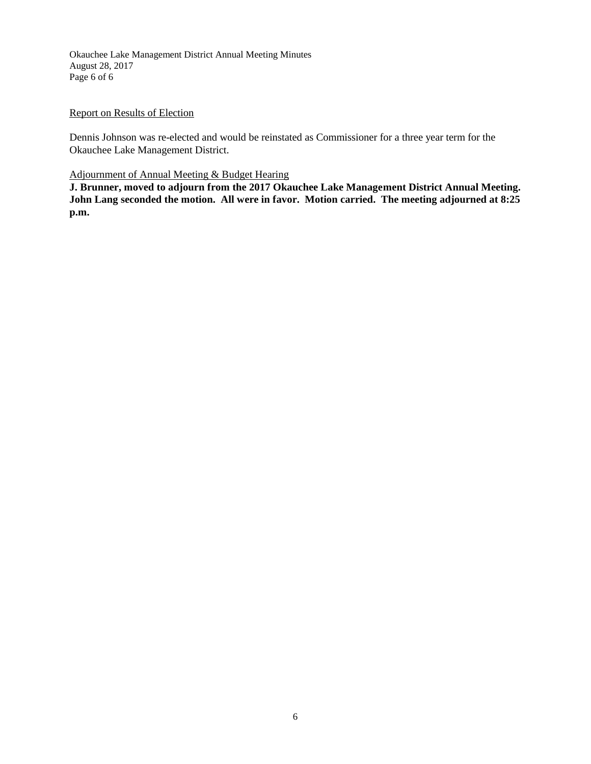Report on Results of Election

Dennis Johnson was re-elected and would be reinstated as Commissioner for a three year term for the Okauchee Lake Management District.

Adjournment of Annual Meeting & Budget Hearing

**J. Brunner, moved to adjourn from the 2017 Okauchee Lake Management District Annual Meeting. John Lang seconded the motion. All were in favor. Motion carried. The meeting adjourned at 8:25 p.m.**